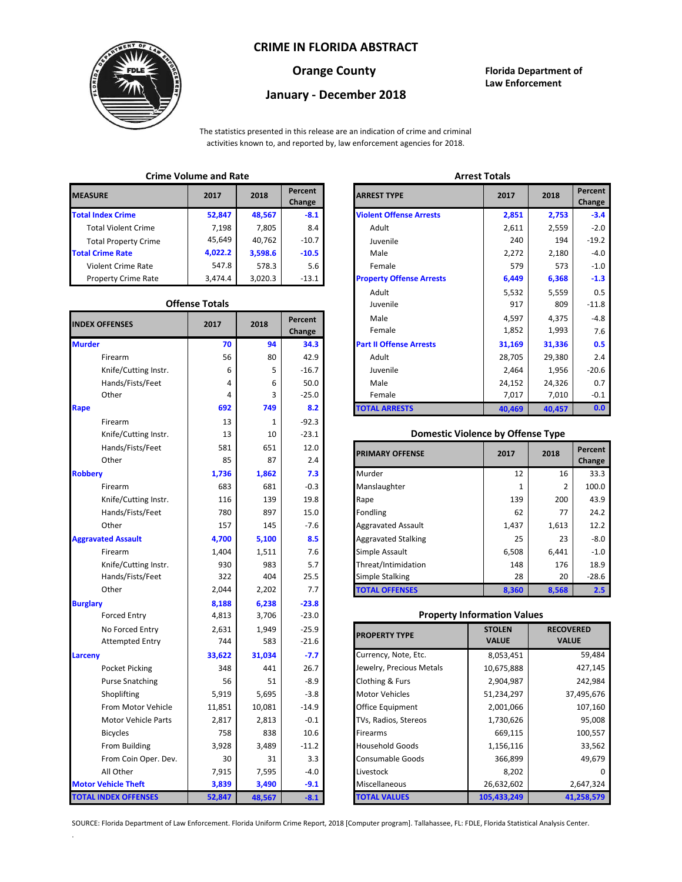# CRIME IN FLORIDA ABSTRACT

## Orange County

## January - December 2018

**Florida Department of Law Enforcement**

The statistics presented in this release are an indication of crime and criminal activities known to, and reported by, law enforcement agencies for 2018.

### Crime Volume and Rate

| MEASURE | 2017 | 2018 | Percent Change |
|---|---|---|---|
| **Total Index Crime** | **52,847** | **48,567** | **-8.1** |
| Total Violent Crime | 7,198 | 7,805 | 8.4 |
| Total Property Crime | 45,649 | 40,762 | -10.7 |
| **Total Crime Rate** | **4,022.2** | **3,598.6** | **-10.5** |
| Violent Crime Rate | 547.8 | 578.3 | 5.6 |
| Property Crime Rate | 3,474.4 | 3,020.3 | -13.1 |

### Offense Totals

| INDEX OFFENSES | 2017 | 2018 | Percent Change |
|---|---|---|---|
| **Murder** | **70** | **94** | **34.3** |
| Firearm | 56 | 80 | 42.9 |
| Knife/Cutting Instr. | 6 | 5 | -16.7 |
| Hands/Fists/Feet | 4 | 6 | 50.0 |
| Other | 4 | 3 | -25.0 |
| **Rape** | **692** | **749** | **8.2** |
| Firearm | 13 | 1 | -92.3 |
| Knife/Cutting Instr. | 13 | 10 | -23.1 |
| Hands/Fists/Feet | 581 | 651 | 12.0 |
| Other | 85 | 87 | 2.4 |
| **Robbery** | **1,736** | **1,862** | **7.3** |
| Firearm | 683 | 681 | -0.3 |
| Knife/Cutting Instr. | 116 | 139 | 19.8 |
| Hands/Fists/Feet | 780 | 897 | 15.0 |
| Other | 157 | 145 | -7.6 |
| **Aggravated Assault** | **4,700** | **5,100** | **8.5** |
| Firearm | 1,404 | 1,511 | 7.6 |
| Knife/Cutting Instr. | 930 | 983 | 5.7 |
| Hands/Fists/Feet | 322 | 404 | 25.5 |
| Other | 2,044 | 2,202 | 7.7 |
| **Burglary** | **8,188** | **6,238** | **-23.8** |
| Forced Entry | 4,813 | 3,706 | -23.0 |
| No Forced Entry | 2,631 | 1,949 | -25.9 |
| Attempted Entry | 744 | 583 | -21.6 |
| **Larceny** | **33,622** | **31,034** | **-7.7** |
| Pocket Picking | 348 | 441 | 26.7 |
| Purse Snatching | 56 | 51 | -8.9 |
| Shoplifting | 5,919 | 5,695 | -3.8 |
| From Motor Vehicle | 11,851 | 10,081 | -14.9 |
| Motor Vehicle Parts | 2,817 | 2,813 | -0.1 |
| Bicycles | 758 | 838 | 10.6 |
| From Building | 3,928 | 3,489 | -11.2 |
| From Coin Oper. Dev. | 30 | 31 | 3.3 |
| All Other | 7,915 | 7,595 | -4.0 |
| **Motor Vehicle Theft** | **3,839** | **3,490** | **-9.1** |
| **TOTAL INDEX OFFENSES** | **52,847** | **48,567** | **-8.1** |

### Arrest Totals

| ARREST TYPE | 2017 | 2018 | Percent Change |
|---|---|---|---|
| **Violent Offense Arrests** | **2,851** | **2,753** | **-3.4** |
| Adult | 2,611 | 2,559 | -2.0 |
| Juvenile | 240 | 194 | -19.2 |
| Male | 2,272 | 2,180 | -4.0 |
| Female | 579 | 573 | -1.0 |
| **Property Offense Arrests** | **6,449** | **6,368** | **-1.3** |
| Adult | 5,532 | 5,559 | 0.5 |
| Juvenile | 917 | 809 | -11.8 |
| Male | 4,597 | 4,375 | -4.8 |
| Female | 1,852 | 1,993 | 7.6 |
| **Part II Offense Arrests** | **31,169** | **31,336** | **0.5** |
| Adult | 28,705 | 29,380 | 2.4 |
| Juvenile | 2,464 | 1,956 | -20.6 |
| Male | 24,152 | 24,326 | 0.7 |
| Female | 7,017 | 7,010 | -0.1 |
| **TOTAL ARRESTS** | **40,469** | **40,457** | **0.0** |

### Domestic Violence by Offense Type

| PRIMARY OFFENSE | 2017 | 2018 | Percent Change |
|---|---|---|---|
| Murder | 12 | 16 | 33.3 |
| Manslaughter | 1 | 2 | 100.0 |
| Rape | 139 | 200 | 43.9 |
| Fondling | 62 | 77 | 24.2 |
| Aggravated Assault | 1,437 | 1,613 | 12.2 |
| Aggravated Stalking | 25 | 23 | -8.0 |
| Simple Assault | 6,508 | 6,441 | -1.0 |
| Threat/Intimidation | 148 | 176 | 18.9 |
| Simple Stalking | 28 | 20 | -28.6 |
| **TOTAL OFFENSES** | **8,360** | **8,568** | **2.5** |

### Property Information Values

| PROPERTY TYPE | STOLEN VALUE | RECOVERED VALUE |
|---|---|---|
| Currency, Note, Etc. | 8,053,451 | 59,484 |
| Jewelry, Precious Metals | 10,675,888 | 427,145 |
| Clothing & Furs | 2,904,987 | 242,984 |
| Motor Vehicles | 51,234,297 | 37,495,676 |
| Office Equipment | 2,001,066 | 107,160 |
| TVs, Radios, Stereos | 1,730,626 | 95,008 |
| Firearms | 669,115 | 100,557 |
| Household Goods | 1,156,116 | 33,562 |
| Consumable Goods | 366,899 | 49,679 |
| Livestock | 8,202 | 0 |
| Miscellaneous | 26,632,602 | 2,647,324 |
| **TOTAL VALUES** | **105,433,249** | **41,258,579** |

SOURCE: Florida Department of Law Enforcement. Florida Uniform Crime Report, 2018 [Computer program]. Tallahassee, FL: FDLE, Florida Statistical Analysis Center.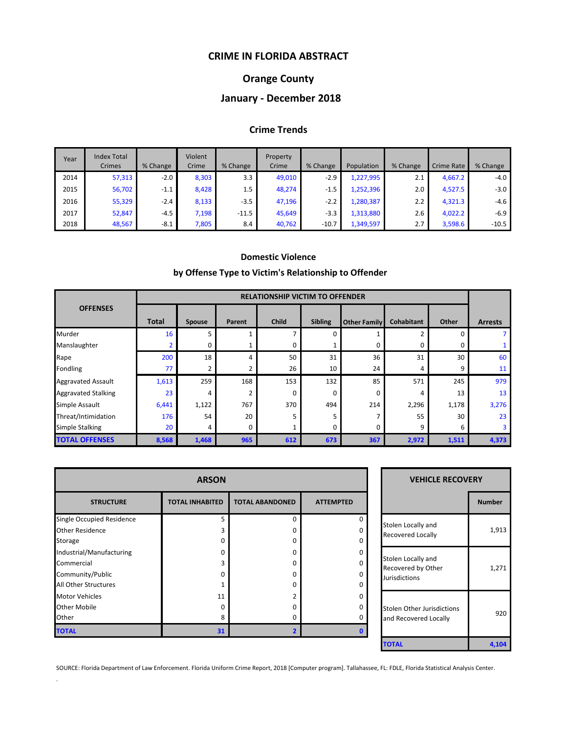# CRIME IN FLORIDA ABSTRACT

## Orange County

## January - December 2018

### Crime Trends

| Year | Index Total Crimes | % Change | Violent Crime | % Change | Property Crime | % Change | Population | % Change | Crime Rate | % Change |
|---|---|---|---|---|---|---|---|---|---|---|
| 2014 | 57,313 | -2.0 | 8,303 | 3.3 | 49,010 | -2.9 | 1,227,995 | 2.1 | 4,667.2 | -4.0 |
| 2015 | 56,702 | -1.1 | 8,428 | 1.5 | 48,274 | -1.5 | 1,252,396 | 2.0 | 4,527.5 | -3.0 |
| 2016 | 55,329 | -2.4 | 8,133 | -3.5 | 47,196 | -2.2 | 1,280,387 | 2.2 | 4,321.3 | -4.6 |
| 2017 | 52,847 | -4.5 | 7,198 | -11.5 | 45,649 | -3.3 | 1,313,880 | 2.6 | 4,022.2 | -6.9 |
| 2018 | 48,567 | -8.1 | 7,805 | 8.4 | 40,762 | -10.7 | 1,349,597 | 2.7 | 3,598.6 | -10.5 |

### Domestic Violence

### by Offense Type to Victim's Relationship to Offender

| OFFENSES | RELATIONSHIP VICTIM TO OFFENDER | | | | | | | | Arrests |
|---|---|---|---|---|---|---|---|---|---|
| | Total | Spouse | Parent | Child | Sibling | Other Family | Cohabitant | Other | |
| Murder | 16 | 5 | 1 | 7 | 0 | 1 | 2 | 0 | 7 |
| Manslaughter | 2 | 0 | 1 | 0 | 1 | 0 | 0 | 0 | 1 |
| Rape | 200 | 18 | 4 | 50 | 31 | 36 | 31 | 30 | 60 |
| Fondling | 77 | 2 | 2 | 26 | 10 | 24 | 4 | 9 | 11 |
| Aggravated Assault | 1,613 | 259 | 168 | 153 | 132 | 85 | 571 | 245 | 979 |
| Aggravated Stalking | 23 | 4 | 2 | 0 | 0 | 0 | 4 | 13 | 13 |
| Simple Assault | 6,441 | 1,122 | 767 | 370 | 494 | 214 | 2,296 | 1,178 | 3,276 |
| Threat/Intimidation | 176 | 54 | 20 | 5 | 5 | 7 | 55 | 30 | 23 |
| Simple Stalking | 20 | 4 | 0 | 1 | 0 | 0 | 9 | 6 | 3 |
| **TOTAL OFFENSES** | **8,568** | **1,468** | **965** | **612** | **673** | **367** | **2,972** | **1,511** | **4,373** |

| ARSON | | | |
|---|---|---|---|
| STRUCTURE | TOTAL INHABITED | TOTAL ABANDONED | ATTEMPTED |
| Single Occupied Residence | 5 | 0 | 0 |
| Other Residence | 3 | 0 | 0 |
| Storage | 0 | 0 | 0 |
| Industrial/Manufacturing | 0 | 0 | 0 |
| Commercial | 3 | 0 | 0 |
| Community/Public | 0 | 0 | 0 |
| All Other Structures | 1 | 0 | 0 |
| Motor Vehicles | 11 | 2 | 0 |
| Other Mobile | 0 | 0 | 0 |
| Other | 8 | 0 | 0 |
| **TOTAL** | **31** | **2** | **0** |

| VEHICLE RECOVERY | |
|---|---|
| | Number |
| Stolen Locally and Recovered Locally | 1,913 |
| Stolen Locally and Recovered by Other Jurisdictions | 1,271 |
| Stolen Other Jurisdictions and Recovered Locally | 920 |
| **TOTAL** | **4,104** |

SOURCE: Florida Department of Law Enforcement. Florida Uniform Crime Report, 2018 [Computer program]. Tallahassee, FL: FDLE, Florida Statistical Analysis Center.